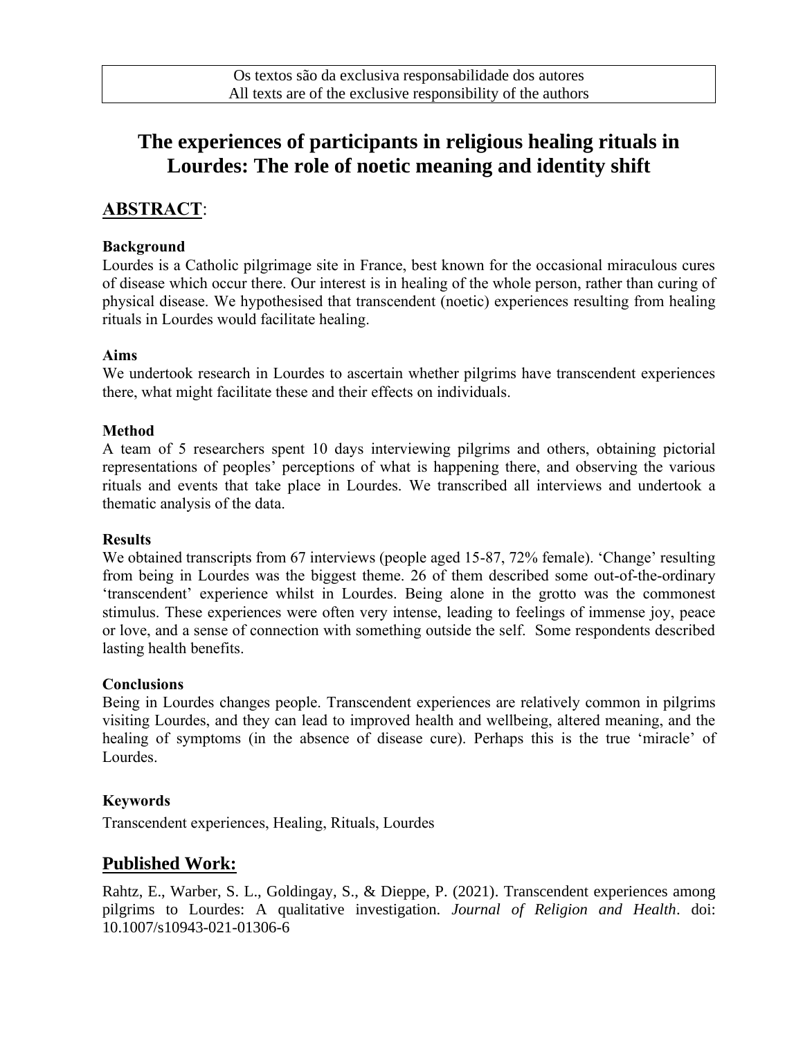Os textos são da exclusiva responsabilidade dos autores
All texts are of the exclusive responsibility of the authors

# The experiences of participants in religious healing rituals in Lourdes: The role of noetic meaning and identity shift

## ABSTRACT:

**Background**

Lourdes is a Catholic pilgrimage site in France, best known for the occasional miraculous cures of disease which occur there. Our interest is in healing of the whole person, rather than curing of physical disease. We hypothesised that transcendent (noetic) experiences resulting from healing rituals in Lourdes would facilitate healing.

**Aims**

We undertook research in Lourdes to ascertain whether pilgrims have transcendent experiences there, what might facilitate these and their effects on individuals.

**Method**

A team of 5 researchers spent 10 days interviewing pilgrims and others, obtaining pictorial representations of peoples' perceptions of what is happening there, and observing the various rituals and events that take place in Lourdes. We transcribed all interviews and undertook a thematic analysis of the data.

**Results**

We obtained transcripts from 67 interviews (people aged 15-87, 72% female). 'Change' resulting from being in Lourdes was the biggest theme. 26 of them described some out-of-the-ordinary 'transcendent' experience whilst in Lourdes. Being alone in the grotto was the commonest stimulus. These experiences were often very intense, leading to feelings of immense joy, peace or love, and a sense of connection with something outside the self. Some respondents described lasting health benefits.

**Conclusions**

Being in Lourdes changes people. Transcendent experiences are relatively common in pilgrims visiting Lourdes, and they can lead to improved health and wellbeing, altered meaning, and the healing of symptoms (in the absence of disease cure). Perhaps this is the true 'miracle' of Lourdes.

**Keywords**

Transcendent experiences, Healing, Rituals, Lourdes

## Published Work:

Rahtz, E., Warber, S. L., Goldingay, S., & Dieppe, P. (2021). Transcendent experiences among pilgrims to Lourdes: A qualitative investigation. *Journal of Religion and Health*. doi: 10.1007/s10943-021-01306-6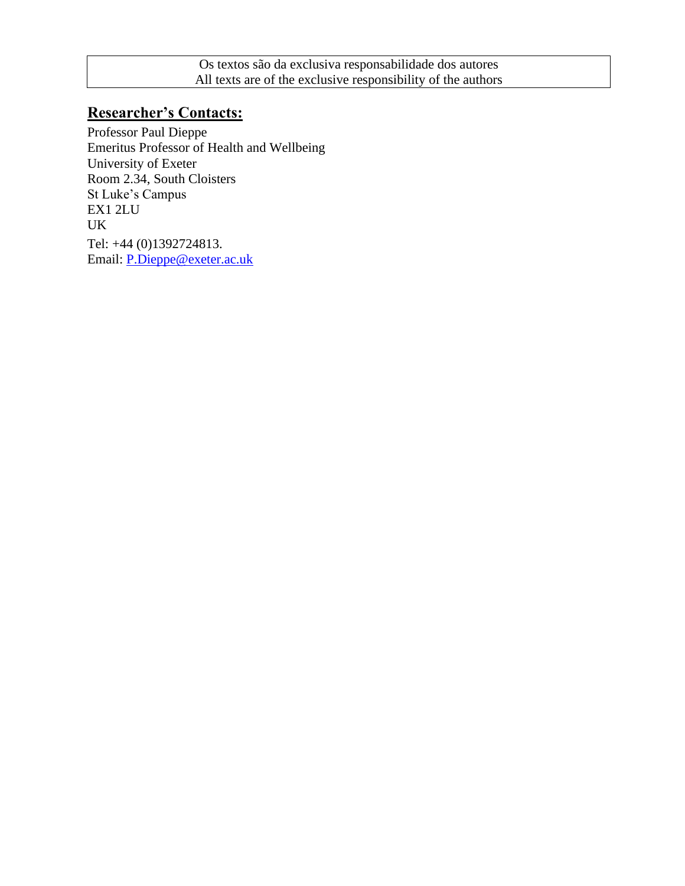Os textos são da exclusiva responsabilidade dos autores
All texts are of the exclusive responsibility of the authors

## Researcher's Contacts:

Professor Paul Dieppe
Emeritus Professor of Health and Wellbeing
University of Exeter
Room 2.34, South Cloisters
St Luke's Campus
EX1 2LU
UK

Tel: +44 (0)1392724813.
Email: P.Dieppe@exeter.ac.uk